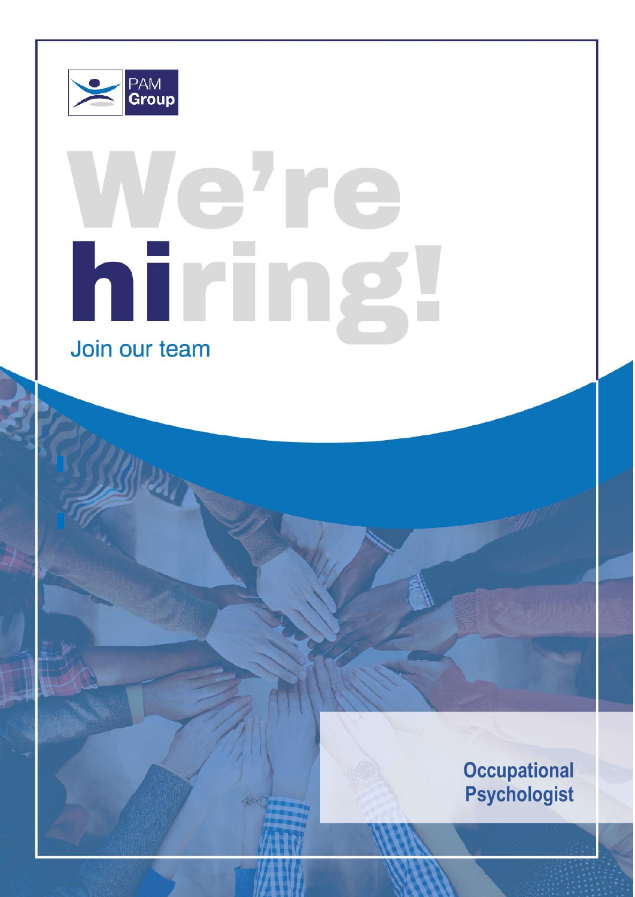PAM Group

# We're hiring!

Join our team

**Occupational Psychologist**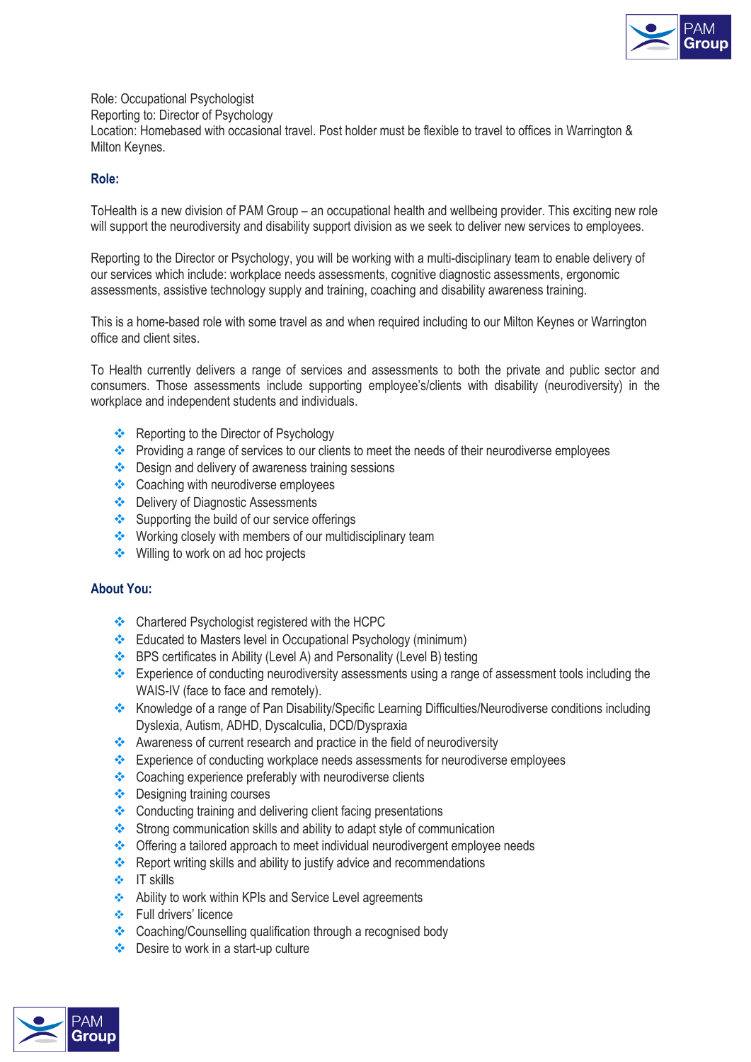Role: Occupational Psychologist
Reporting to: Director of Psychology
Location: Homebased with occasional travel. Post holder must be flexible to travel to offices in Warrington & Milton Keynes.

## Role:

ToHealth is a new division of PAM Group – an occupational health and wellbeing provider. This exciting new role will support the neurodiversity and disability support division as we seek to deliver new services to employees.

Reporting to the Director or Psychology, you will be working with a multi-disciplinary team to enable delivery of our services which include: workplace needs assessments, cognitive diagnostic assessments, ergonomic assessments, assistive technology supply and training, coaching and disability awareness training.

This is a home-based role with some travel as and when required including to our Milton Keynes or Warrington office and client sites.

To Health currently delivers a range of services and assessments to both the private and public sector and consumers. Those assessments include supporting employee's/clients with disability (neurodiversity) in the workplace and independent students and individuals.

- Reporting to the Director of Psychology
- Providing a range of services to our clients to meet the needs of their neurodiverse employees
- Design and delivery of awareness training sessions
- Coaching with neurodiverse employees
- Delivery of Diagnostic Assessments
- Supporting the build of our service offerings
- Working closely with members of our multidisciplinary team
- Willing to work on ad hoc projects

## About You:

- Chartered Psychologist registered with the HCPC
- Educated to Masters level in Occupational Psychology (minimum)
- BPS certificates in Ability (Level A) and Personality (Level B) testing
- Experience of conducting neurodiversity assessments using a range of assessment tools including the WAIS-IV (face to face and remotely).
- Knowledge of a range of Pan Disability/Specific Learning Difficulties/Neurodiverse conditions including Dyslexia, Autism, ADHD, Dyscalculia, DCD/Dyspraxia
- Awareness of current research and practice in the field of neurodiversity
- Experience of conducting workplace needs assessments for neurodiverse employees
- Coaching experience preferably with neurodiverse clients
- Designing training courses
- Conducting training and delivering client facing presentations
- Strong communication skills and ability to adapt style of communication
- Offering a tailored approach to meet individual neurodivergent employee needs
- Report writing skills and ability to justify advice and recommendations
- IT skills
- Ability to work within KPIs and Service Level agreements
- Full drivers' licence
- Coaching/Counselling qualification through a recognised body
- Desire to work in a start-up culture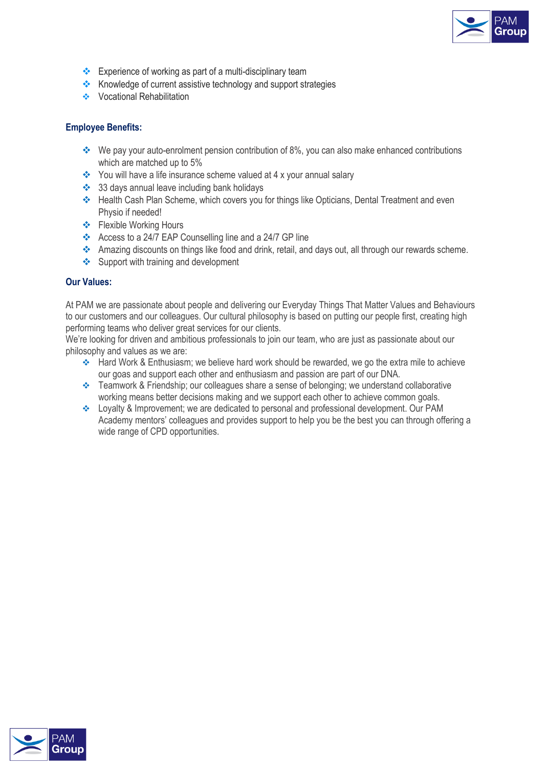- Experience of working as part of a multi-disciplinary team
- Knowledge of current assistive technology and support strategies
- Vocational Rehabilitation

### Employee Benefits:

- We pay your auto-enrolment pension contribution of 8%, you can also make enhanced contributions which are matched up to 5%
- You will have a life insurance scheme valued at 4 x your annual salary
- 33 days annual leave including bank holidays
- Health Cash Plan Scheme, which covers you for things like Opticians, Dental Treatment and even Physio if needed!
- Flexible Working Hours
- Access to a 24/7 EAP Counselling line and a 24/7 GP line
- Amazing discounts on things like food and drink, retail, and days out, all through our rewards scheme.
- Support with training and development

### Our Values:

At PAM we are passionate about people and delivering our Everyday Things That Matter Values and Behaviours to our customers and our colleagues. Our cultural philosophy is based on putting our people first, creating high performing teams who deliver great services for our clients.
We're looking for driven and ambitious professionals to join our team, who are just as passionate about our philosophy and values as we are:

- Hard Work & Enthusiasm; we believe hard work should be rewarded, we go the extra mile to achieve our goas and support each other and enthusiasm and passion are part of our DNA.
- Teamwork & Friendship; our colleagues share a sense of belonging; we understand collaborative working means better decisions making and we support each other to achieve common goals.
- Loyalty & Improvement; we are dedicated to personal and professional development. Our PAM Academy mentors' colleagues and provides support to help you be the best you can through offering a wide range of CPD opportunities.